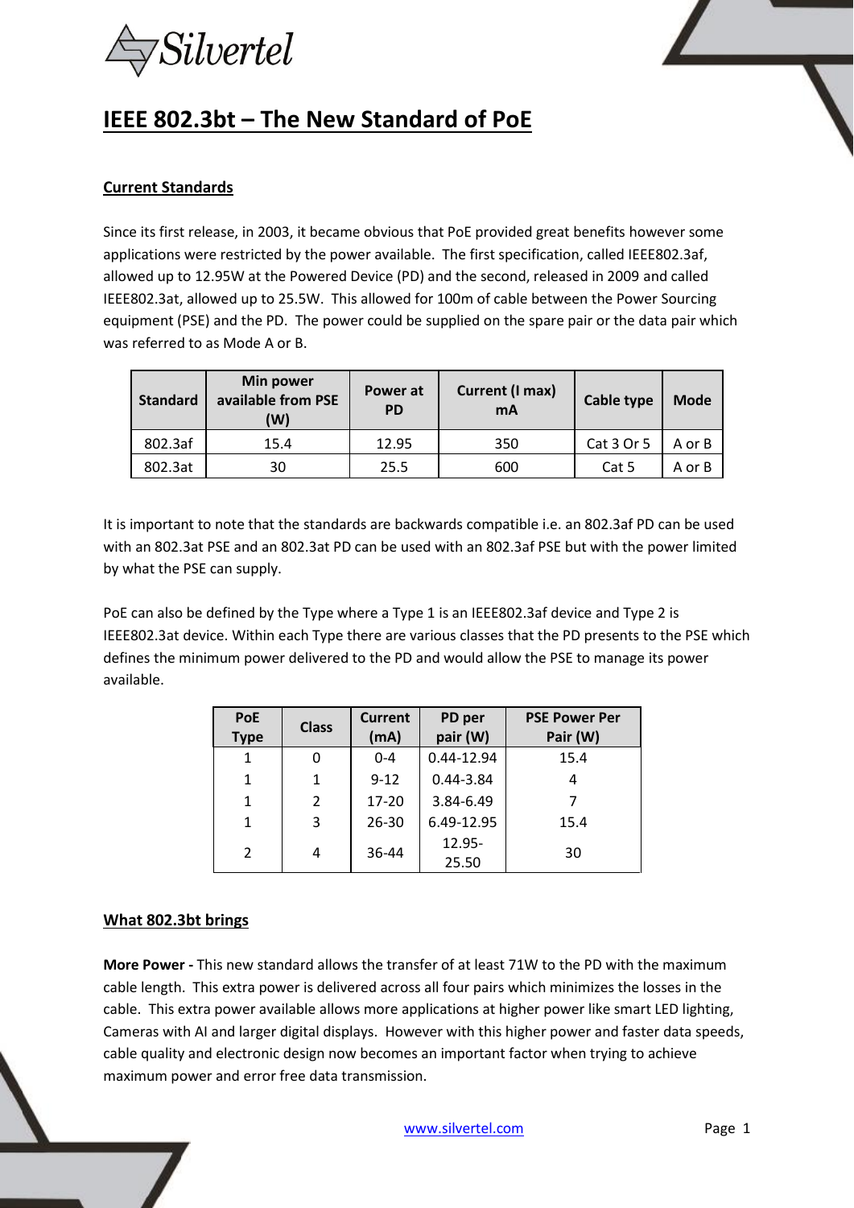# IEEE 802.3bt – The New Standard of PoE

## Current Standards

Since its first release, in 2003, it became obvious that PoE provided great benefits however some applications were restricted by the power available. The first specification, called IEEE802.3af, allowed up to 12.95W at the Powered Device (PD) and the second, released in 2009 and called IEEE802.3at, allowed up to 25.5W. This allowed for 100m of cable between the Power Sourcing equipment (PSE) and the PD. The power could be supplied on the spare pair or the data pair which was referred to as Mode A or B.

| Standard | Min power available from PSE (W) | Power at PD | Current (I max) mA | Cable type | Mode |
|---|---|---|---|---|---|
| 802.3af | 15.4 | 12.95 | 350 | Cat 3 Or 5 | A or B |
| 802.3at | 30 | 25.5 | 600 | Cat 5 | A or B |

It is important to note that the standards are backwards compatible i.e. an 802.3af PD can be used with an 802.3at PSE and an 802.3at PD can be used with an 802.3af PSE but with the power limited by what the PSE can supply.

PoE can also be defined by the Type where a Type 1 is an IEEE802.3af device and Type 2 is IEEE802.3at device. Within each Type there are various classes that the PD presents to the PSE which defines the minimum power delivered to the PD and would allow the PSE to manage its power available.

| PoE Type | Class | Current (mA) | PD per pair (W) | PSE Power Per Pair (W) |
|---|---|---|---|---|
| 1 | 0 | 0-4 | 0.44-12.94 | 15.4 |
| 1 | 1 | 9-12 | 0.44-3.84 | 4 |
| 1 | 2 | 17-20 | 3.84-6.49 | 7 |
| 1 | 3 | 26-30 | 6.49-12.95 | 15.4 |
| 2 | 4 | 36-44 | 12.95-25.50 | 30 |

## What 802.3bt brings

**More Power -** This new standard allows the transfer of at least 71W to the PD with the maximum cable length. This extra power is delivered across all four pairs which minimizes the losses in the cable. This extra power available allows more applications at higher power like smart LED lighting, Cameras with AI and larger digital displays. However with this higher power and faster data speeds, cable quality and electronic design now becomes an important factor when trying to achieve maximum power and error free data transmission.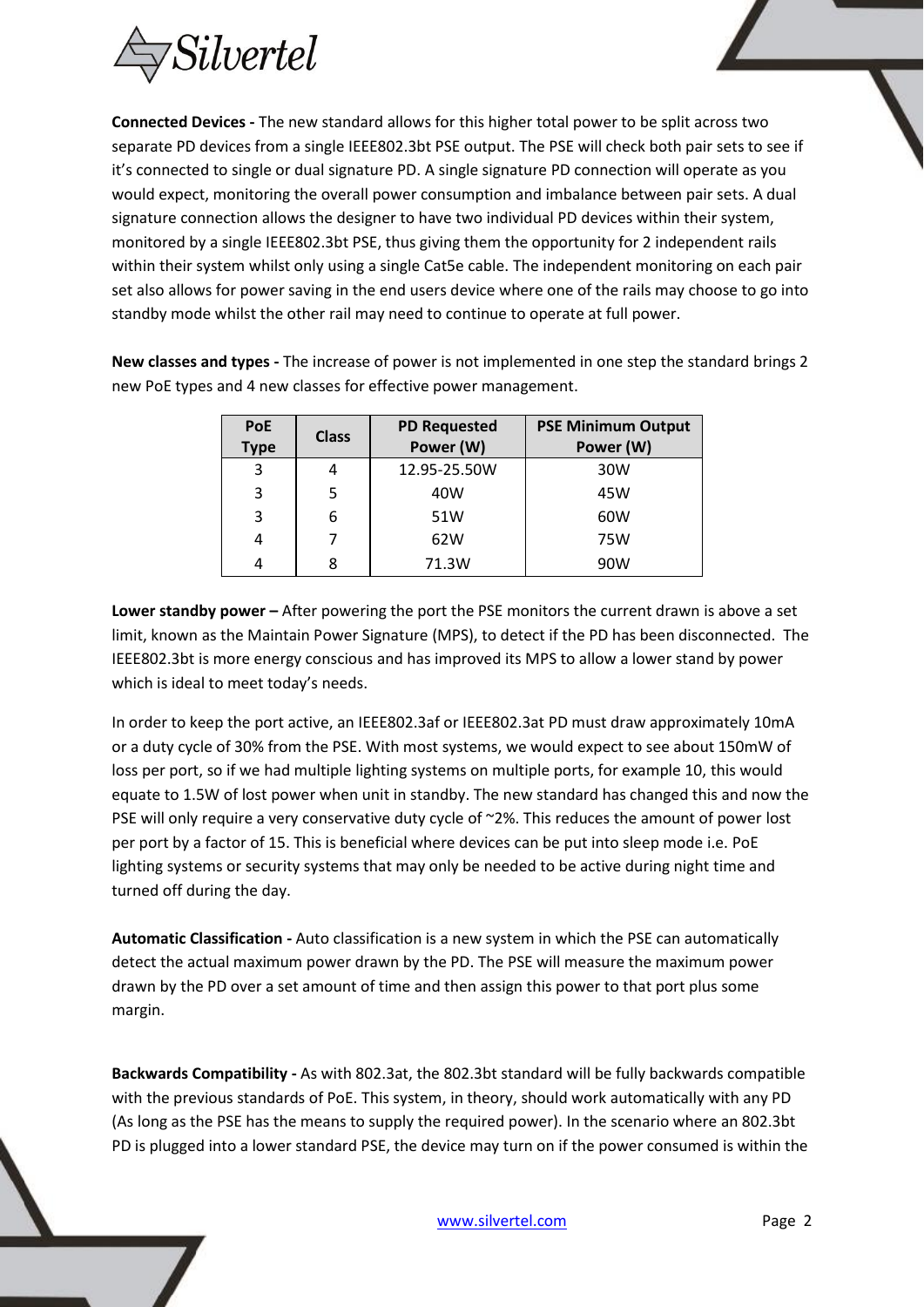**Connected Devices -** The new standard allows for this higher total power to be split across two separate PD devices from a single IEEE802.3bt PSE output. The PSE will check both pair sets to see if it's connected to single or dual signature PD. A single signature PD connection will operate as you would expect, monitoring the overall power consumption and imbalance between pair sets. A dual signature connection allows the designer to have two individual PD devices within their system, monitored by a single IEEE802.3bt PSE, thus giving them the opportunity for 2 independent rails within their system whilst only using a single Cat5e cable. The independent monitoring on each pair set also allows for power saving in the end users device where one of the rails may choose to go into standby mode whilst the other rail may need to continue to operate at full power.

**New classes and types -** The increase of power is not implemented in one step the standard brings 2 new PoE types and 4 new classes for effective power management.

| PoE Type | Class | PD Requested Power (W) | PSE Minimum Output Power (W) |
|---|---|---|---|
| 3 | 4 | 12.95-25.50W | 30W |
| 3 | 5 | 40W | 45W |
| 3 | 6 | 51W | 60W |
| 4 | 7 | 62W | 75W |
| 4 | 8 | 71.3W | 90W |

**Lower standby power –** After powering the port the PSE monitors the current drawn is above a set limit, known as the Maintain Power Signature (MPS), to detect if the PD has been disconnected. The IEEE802.3bt is more energy conscious and has improved its MPS to allow a lower stand by power which is ideal to meet today's needs.

In order to keep the port active, an IEEE802.3af or IEEE802.3at PD must draw approximately 10mA or a duty cycle of 30% from the PSE. With most systems, we would expect to see about 150mW of loss per port, so if we had multiple lighting systems on multiple ports, for example 10, this would equate to 1.5W of lost power when unit in standby. The new standard has changed this and now the PSE will only require a very conservative duty cycle of ~2%. This reduces the amount of power lost per port by a factor of 15. This is beneficial where devices can be put into sleep mode i.e. PoE lighting systems or security systems that may only be needed to be active during night time and turned off during the day.

**Automatic Classification -** Auto classification is a new system in which the PSE can automatically detect the actual maximum power drawn by the PD. The PSE will measure the maximum power drawn by the PD over a set amount of time and then assign this power to that port plus some margin.

**Backwards Compatibility -** As with 802.3at, the 802.3bt standard will be fully backwards compatible with the previous standards of PoE. This system, in theory, should work automatically with any PD (As long as the PSE has the means to supply the required power). In the scenario where an 802.3bt PD is plugged into a lower standard PSE, the device may turn on if the power consumed is within the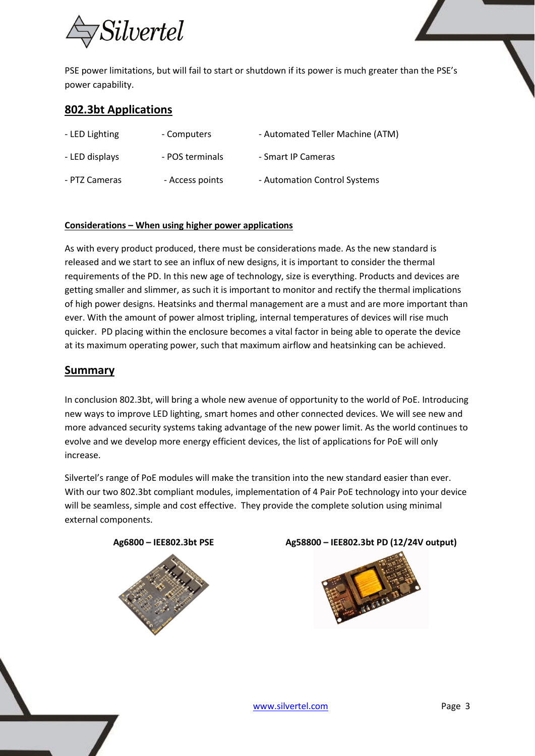PSE power limitations, but will fail to start or shutdown if its power is much greater than the PSE's power capability.

## 802.3bt Applications

| | | |
|---|---|---|
| - LED Lighting | - Computers | - Automated Teller Machine (ATM) |
| - LED displays | - POS terminals | - Smart IP Cameras |
| - PTZ Cameras | - Access points | - Automation Control Systems |

**Considerations – When using higher power applications**

As with every product produced, there must be considerations made. As the new standard is released and we start to see an influx of new designs, it is important to consider the thermal requirements of the PD. In this new age of technology, size is everything. Products and devices are getting smaller and slimmer, as such it is important to monitor and rectify the thermal implications of high power designs. Heatsinks and thermal management are a must and are more important than ever. With the amount of power almost tripling, internal temperatures of devices will rise much quicker. PD placing within the enclosure becomes a vital factor in being able to operate the device at its maximum operating power, such that maximum airflow and heatsinking can be achieved.

## Summary

In conclusion 802.3bt, will bring a whole new avenue of opportunity to the world of PoE. Introducing new ways to improve LED lighting, smart homes and other connected devices. We will see new and more advanced security systems taking advantage of the new power limit. As the world continues to evolve and we develop more energy efficient devices, the list of applications for PoE will only increase.

Silvertel's range of PoE modules will make the transition into the new standard easier than ever. With our two 802.3bt compliant modules, implementation of 4 Pair PoE technology into your device will be seamless, simple and cost effective. They provide the complete solution using minimal external components.

**Ag6800 – IEE802.3bt PSE**

**Ag58800 – IEE802.3bt PD (12/24V output)**